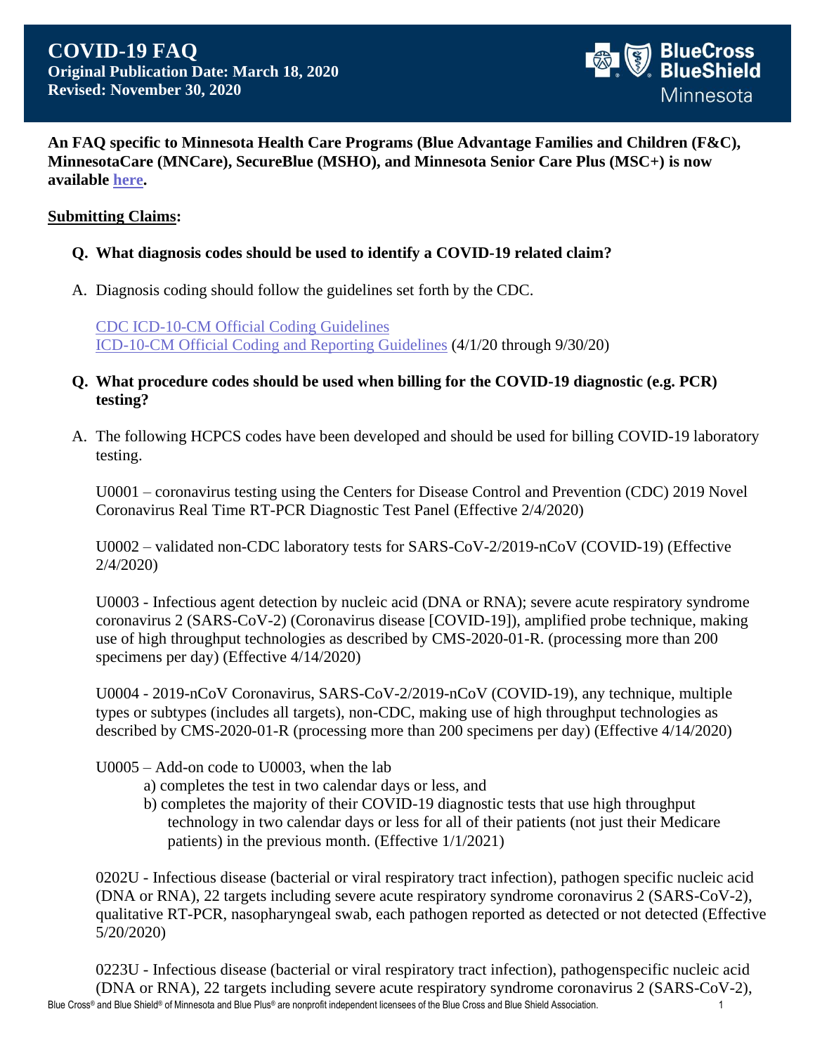# COVID-19 FAQ

**Original Publication Date: March 18, 2020**
**Revised: November 30, 2020**

**An FAQ specific to Minnesota Health Care Programs (Blue Advantage Families and Children (F&C), MinnesotaCare (MNCare), SecureBlue (MSHO), and Minnesota Senior Care Plus (MSC+) is now available [here](#).**

## Submitting Claims:

**Q. What diagnosis codes should be used to identify a COVID-19 related claim?**

A. Diagnosis coding should follow the guidelines set forth by the CDC.

[CDC ICD-10-CM Official Coding Guidelines](#)
[ICD-10-CM Official Coding and Reporting Guidelines](#) (4/1/20 through 9/30/20)

**Q. What procedure codes should be used when billing for the COVID-19 diagnostic (e.g. PCR) testing?**

A. The following HCPCS codes have been developed and should be used for billing COVID-19 laboratory testing.

U0001 – coronavirus testing using the Centers for Disease Control and Prevention (CDC) 2019 Novel Coronavirus Real Time RT-PCR Diagnostic Test Panel (Effective 2/4/2020)

U0002 – validated non-CDC laboratory tests for SARS-CoV-2/2019-nCoV (COVID-19) (Effective 2/4/2020)

U0003 - Infectious agent detection by nucleic acid (DNA or RNA); severe acute respiratory syndrome coronavirus 2 (SARS-CoV-2) (Coronavirus disease [COVID-19]), amplified probe technique, making use of high throughput technologies as described by CMS-2020-01-R. (processing more than 200 specimens per day) (Effective 4/14/2020)

U0004 - 2019-nCoV Coronavirus, SARS-CoV-2/2019-nCoV (COVID-19), any technique, multiple types or subtypes (includes all targets), non-CDC, making use of high throughput technologies as described by CMS-2020-01-R (processing more than 200 specimens per day) (Effective 4/14/2020)

U0005 – Add-on code to U0003, when the lab
  a) completes the test in two calendar days or less, and
  b) completes the majority of their COVID-19 diagnostic tests that use high throughput technology in two calendar days or less for all of their patients (not just their Medicare patients) in the previous month. (Effective 1/1/2021)

0202U - Infectious disease (bacterial or viral respiratory tract infection), pathogen specific nucleic acid (DNA or RNA), 22 targets including severe acute respiratory syndrome coronavirus 2 (SARS-CoV-2), qualitative RT-PCR, nasopharyngeal swab, each pathogen reported as detected or not detected (Effective 5/20/2020)

0223U - Infectious disease (bacterial or viral respiratory tract infection), pathogenspecific nucleic acid (DNA or RNA), 22 targets including severe acute respiratory syndrome coronavirus 2 (SARS-CoV-2),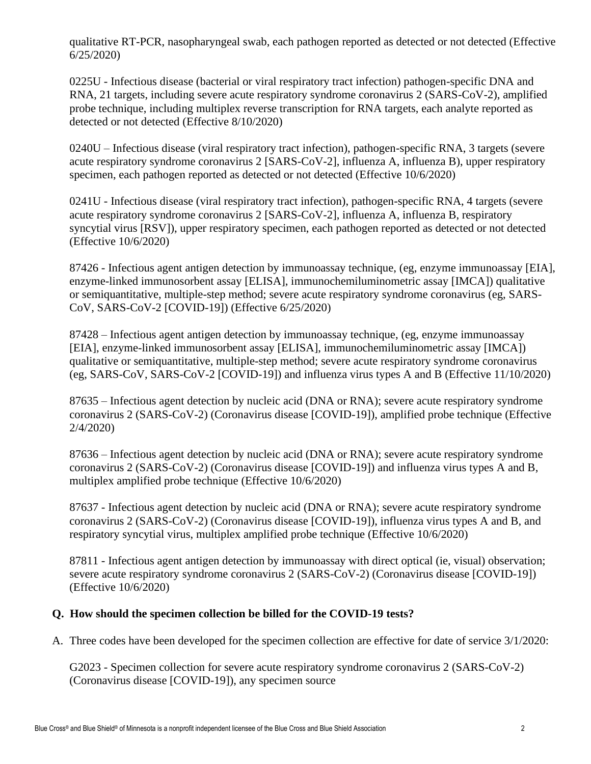qualitative RT-PCR, nasopharyngeal swab, each pathogen reported as detected or not detected (Effective 6/25/2020)

0225U - Infectious disease (bacterial or viral respiratory tract infection) pathogen-specific DNA and RNA, 21 targets, including severe acute respiratory syndrome coronavirus 2 (SARS-CoV-2), amplified probe technique, including multiplex reverse transcription for RNA targets, each analyte reported as detected or not detected (Effective 8/10/2020)

0240U – Infectious disease (viral respiratory tract infection), pathogen-specific RNA, 3 targets (severe acute respiratory syndrome coronavirus 2 [SARS-CoV-2], influenza A, influenza B), upper respiratory specimen, each pathogen reported as detected or not detected (Effective 10/6/2020)

0241U - Infectious disease (viral respiratory tract infection), pathogen-specific RNA, 4 targets (severe acute respiratory syndrome coronavirus 2 [SARS-CoV-2], influenza A, influenza B, respiratory syncytial virus [RSV]), upper respiratory specimen, each pathogen reported as detected or not detected (Effective 10/6/2020)

87426 - Infectious agent antigen detection by immunoassay technique, (eg, enzyme immunoassay [EIA], enzyme-linked immunosorbent assay [ELISA], immunochemiluminometric assay [IMCA]) qualitative or semiquantitative, multiple-step method; severe acute respiratory syndrome coronavirus (eg, SARS-CoV, SARS-CoV-2 [COVID-19]) (Effective 6/25/2020)

87428 – Infectious agent antigen detection by immunoassay technique, (eg, enzyme immunoassay [EIA], enzyme-linked immunosorbent assay [ELISA], immunochemiluminometric assay [IMCA]) qualitative or semiquantitative, multiple-step method; severe acute respiratory syndrome coronavirus (eg, SARS-CoV, SARS-CoV-2 [COVID-19]) and influenza virus types A and B (Effective 11/10/2020)

87635 – Infectious agent detection by nucleic acid (DNA or RNA); severe acute respiratory syndrome coronavirus 2 (SARS-CoV-2) (Coronavirus disease [COVID-19]), amplified probe technique (Effective 2/4/2020)

87636 – Infectious agent detection by nucleic acid (DNA or RNA); severe acute respiratory syndrome coronavirus 2 (SARS-CoV-2) (Coronavirus disease [COVID-19]) and influenza virus types A and B, multiplex amplified probe technique (Effective 10/6/2020)

87637 - Infectious agent detection by nucleic acid (DNA or RNA); severe acute respiratory syndrome coronavirus 2 (SARS-CoV-2) (Coronavirus disease [COVID-19]), influenza virus types A and B, and respiratory syncytial virus, multiplex amplified probe technique (Effective 10/6/2020)

87811 - Infectious agent antigen detection by immunoassay with direct optical (ie, visual) observation; severe acute respiratory syndrome coronavirus 2 (SARS-CoV-2) (Coronavirus disease [COVID-19]) (Effective 10/6/2020)

**Q. How should the specimen collection be billed for the COVID-19 tests?**

A. Three codes have been developed for the specimen collection are effective for date of service 3/1/2020:

G2023 - Specimen collection for severe acute respiratory syndrome coronavirus 2 (SARS-CoV-2) (Coronavirus disease [COVID-19]), any specimen source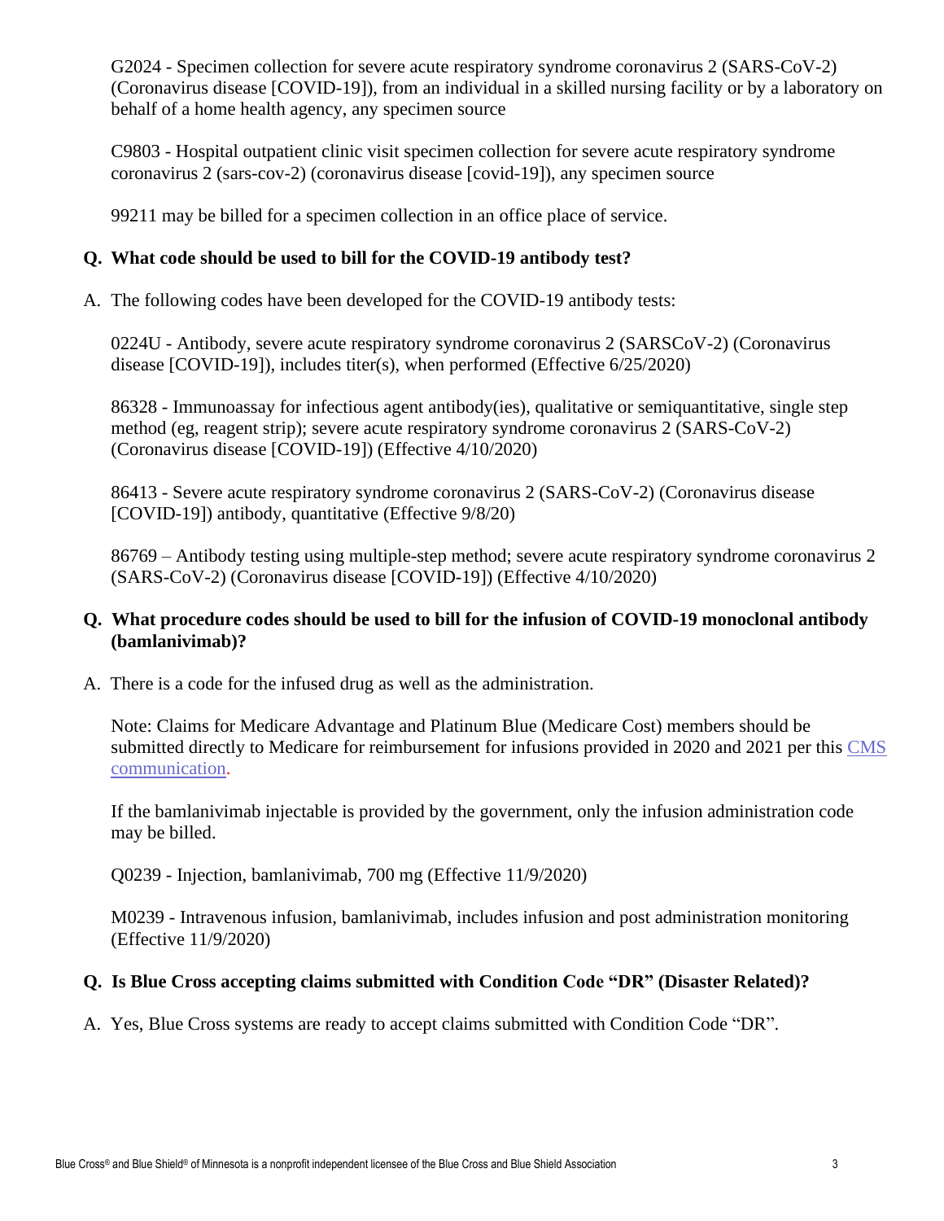G2024 - Specimen collection for severe acute respiratory syndrome coronavirus 2 (SARS-CoV-2) (Coronavirus disease [COVID-19]), from an individual in a skilled nursing facility or by a laboratory on behalf of a home health agency, any specimen source

C9803 - Hospital outpatient clinic visit specimen collection for severe acute respiratory syndrome coronavirus 2 (sars-cov-2) (coronavirus disease [covid-19]), any specimen source

99211 may be billed for a specimen collection in an office place of service.

**Q. What code should be used to bill for the COVID-19 antibody test?**

A. The following codes have been developed for the COVID-19 antibody tests:

0224U - Antibody, severe acute respiratory syndrome coronavirus 2 (SARSCoV-2) (Coronavirus disease [COVID-19]), includes titer(s), when performed (Effective 6/25/2020)

86328 - Immunoassay for infectious agent antibody(ies), qualitative or semiquantitative, single step method (eg, reagent strip); severe acute respiratory syndrome coronavirus 2 (SARS-CoV-2) (Coronavirus disease [COVID-19]) (Effective 4/10/2020)

86413 - Severe acute respiratory syndrome coronavirus 2 (SARS-CoV-2) (Coronavirus disease [COVID-19]) antibody, quantitative (Effective 9/8/20)

86769 – Antibody testing using multiple-step method; severe acute respiratory syndrome coronavirus 2 (SARS-CoV-2) (Coronavirus disease [COVID-19]) (Effective 4/10/2020)

**Q. What procedure codes should be used to bill for the infusion of COVID-19 monoclonal antibody (bamlanivimab)?**

A. There is a code for the infused drug as well as the administration.

Note: Claims for Medicare Advantage and Platinum Blue (Medicare Cost) members should be submitted directly to Medicare for reimbursement for infusions provided in 2020 and 2021 per this CMS communication.

If the bamlanivimab injectable is provided by the government, only the infusion administration code may be billed.

Q0239 - Injection, bamlanivimab, 700 mg (Effective 11/9/2020)

M0239 - Intravenous infusion, bamlanivimab, includes infusion and post administration monitoring (Effective 11/9/2020)

**Q. Is Blue Cross accepting claims submitted with Condition Code "DR" (Disaster Related)?**

A. Yes, Blue Cross systems are ready to accept claims submitted with Condition Code "DR".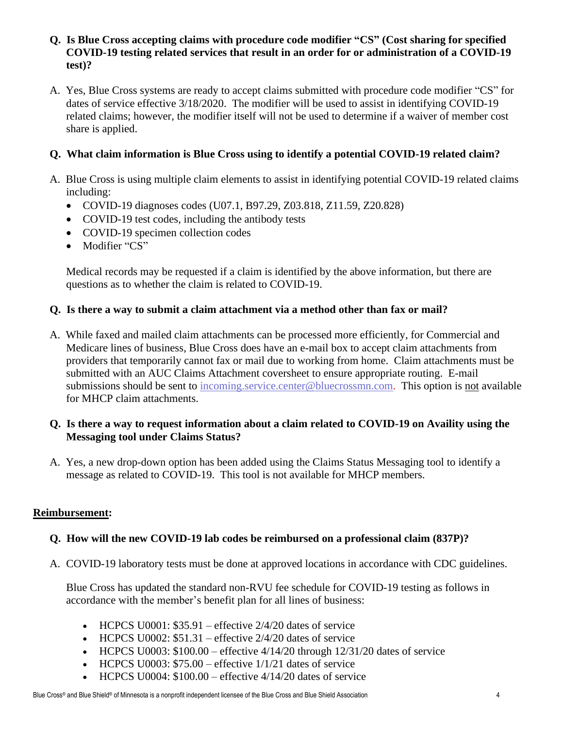**Q. Is Blue Cross accepting claims with procedure code modifier "CS" (Cost sharing for specified COVID-19 testing related services that result in an order for or administration of a COVID-19 test)?**

A. Yes, Blue Cross systems are ready to accept claims submitted with procedure code modifier "CS" for dates of service effective 3/18/2020. The modifier will be used to assist in identifying COVID-19 related claims; however, the modifier itself will not be used to determine if a waiver of member cost share is applied.

**Q. What claim information is Blue Cross using to identify a potential COVID-19 related claim?**

A. Blue Cross is using multiple claim elements to assist in identifying potential COVID-19 related claims including:

- COVID-19 diagnoses codes (U07.1, B97.29, Z03.818, Z11.59, Z20.828)
- COVID-19 test codes, including the antibody tests
- COVID-19 specimen collection codes
- Modifier "CS"

Medical records may be requested if a claim is identified by the above information, but there are questions as to whether the claim is related to COVID-19.

**Q. Is there a way to submit a claim attachment via a method other than fax or mail?**

A. While faxed and mailed claim attachments can be processed more efficiently, for Commercial and Medicare lines of business, Blue Cross does have an e-mail box to accept claim attachments from providers that temporarily cannot fax or mail due to working from home. Claim attachments must be submitted with an AUC Claims Attachment coversheet to ensure appropriate routing. E-mail submissions should be sent to incoming.service.center@bluecrossmn.com. This option is <u>not</u> available for MHCP claim attachments.

**Q. Is there a way to request information about a claim related to COVID-19 on Availity using the Messaging tool under Claims Status?**

A. Yes, a new drop-down option has been added using the Claims Status Messaging tool to identify a message as related to COVID-19. This tool is not available for MHCP members.

## Reimbursement:

**Q. How will the new COVID-19 lab codes be reimbursed on a professional claim (837P)?**

A. COVID-19 laboratory tests must be done at approved locations in accordance with CDC guidelines.

Blue Cross has updated the standard non-RVU fee schedule for COVID-19 testing as follows in accordance with the member's benefit plan for all lines of business:

- HCPCS U0001: $35.91 – effective 2/4/20 dates of service
- HCPCS U0002: $51.31 – effective 2/4/20 dates of service
- HCPCS U0003: $100.00 – effective 4/14/20 through 12/31/20 dates of service
- HCPCS U0003: $75.00 – effective 1/1/21 dates of service
- HCPCS U0004: $100.00 – effective 4/14/20 dates of service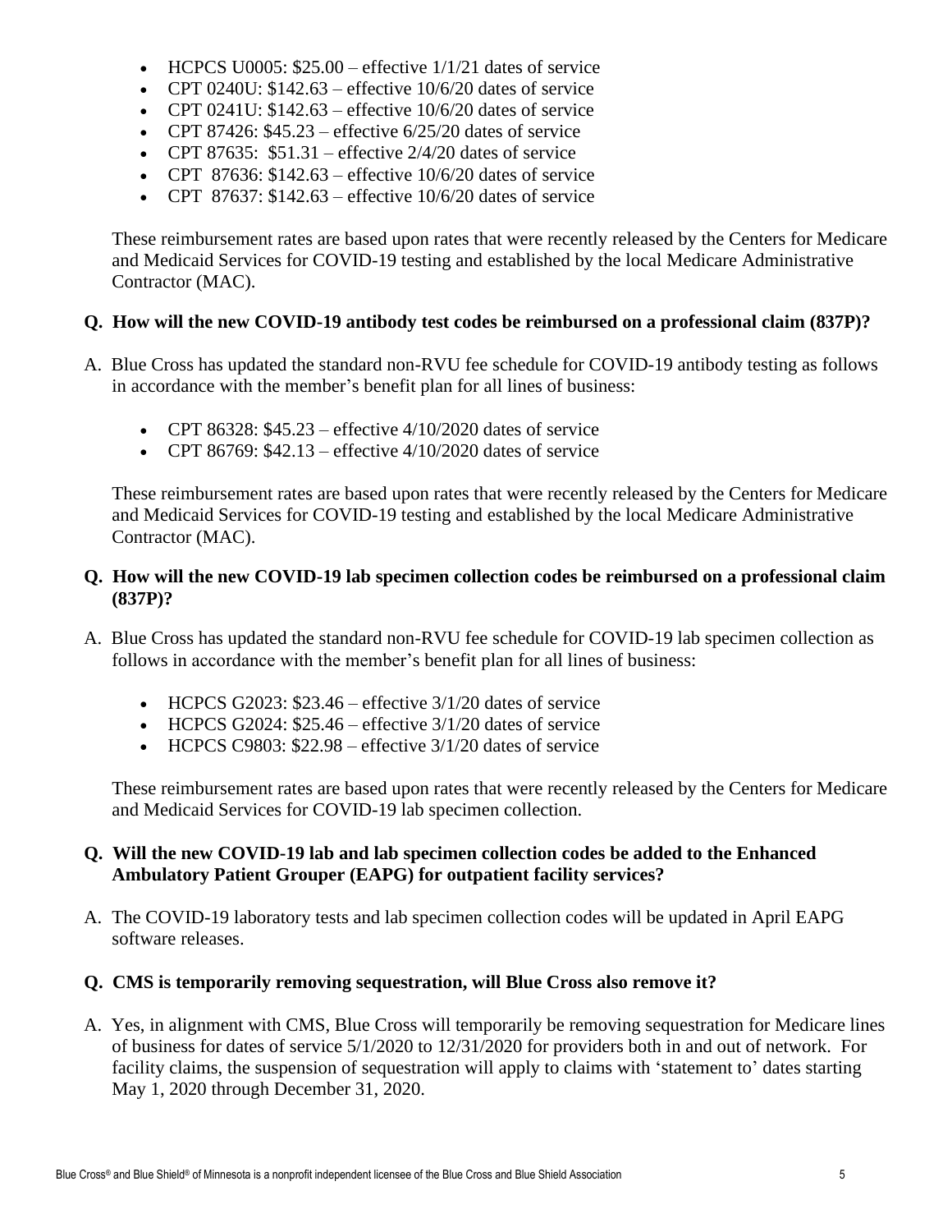- HCPCS U0005: $25.00 – effective 1/1/21 dates of service
- CPT 0240U: $142.63 – effective 10/6/20 dates of service
- CPT 0241U: $142.63 – effective 10/6/20 dates of service
- CPT 87426: $45.23 – effective 6/25/20 dates of service
- CPT 87635: $51.31 – effective 2/4/20 dates of service
- CPT 87636: $142.63 – effective 10/6/20 dates of service
- CPT 87637: $142.63 – effective 10/6/20 dates of service

These reimbursement rates are based upon rates that were recently released by the Centers for Medicare and Medicaid Services for COVID-19 testing and established by the local Medicare Administrative Contractor (MAC).

**Q. How will the new COVID-19 antibody test codes be reimbursed on a professional claim (837P)?**

A. Blue Cross has updated the standard non-RVU fee schedule for COVID-19 antibody testing as follows in accordance with the member's benefit plan for all lines of business:

- CPT 86328: $45.23 – effective 4/10/2020 dates of service
- CPT 86769: $42.13 – effective 4/10/2020 dates of service

These reimbursement rates are based upon rates that were recently released by the Centers for Medicare and Medicaid Services for COVID-19 testing and established by the local Medicare Administrative Contractor (MAC).

**Q. How will the new COVID-19 lab specimen collection codes be reimbursed on a professional claim (837P)?**

A. Blue Cross has updated the standard non-RVU fee schedule for COVID-19 lab specimen collection as follows in accordance with the member's benefit plan for all lines of business:

- HCPCS G2023: $23.46 – effective 3/1/20 dates of service
- HCPCS G2024: $25.46 – effective 3/1/20 dates of service
- HCPCS C9803: $22.98 – effective 3/1/20 dates of service

These reimbursement rates are based upon rates that were recently released by the Centers for Medicare and Medicaid Services for COVID-19 lab specimen collection.

**Q. Will the new COVID-19 lab and lab specimen collection codes be added to the Enhanced Ambulatory Patient Grouper (EAPG) for outpatient facility services?**

A. The COVID-19 laboratory tests and lab specimen collection codes will be updated in April EAPG software releases.

**Q. CMS is temporarily removing sequestration, will Blue Cross also remove it?**

A. Yes, in alignment with CMS, Blue Cross will temporarily be removing sequestration for Medicare lines of business for dates of service 5/1/2020 to 12/31/2020 for providers both in and out of network. For facility claims, the suspension of sequestration will apply to claims with 'statement to' dates starting May 1, 2020 through December 31, 2020.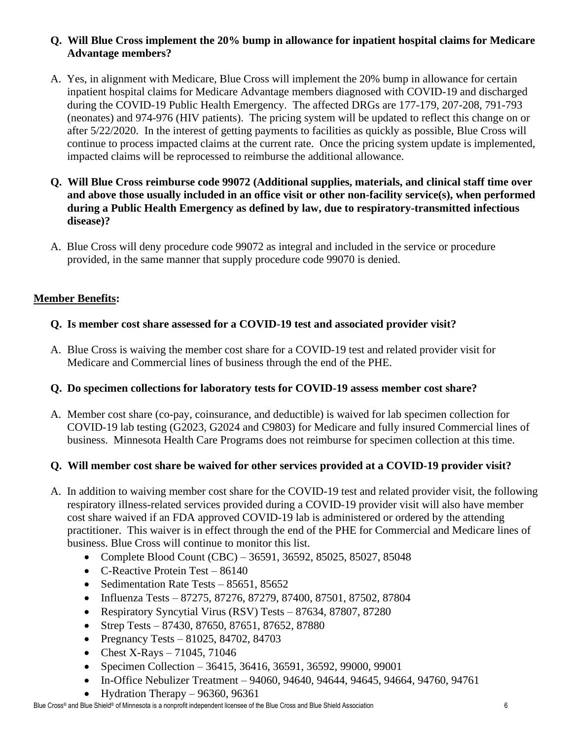**Q. Will Blue Cross implement the 20% bump in allowance for inpatient hospital claims for Medicare Advantage members?**

A. Yes, in alignment with Medicare, Blue Cross will implement the 20% bump in allowance for certain inpatient hospital claims for Medicare Advantage members diagnosed with COVID-19 and discharged during the COVID-19 Public Health Emergency. The affected DRGs are 177-179, 207-208, 791-793 (neonates) and 974-976 (HIV patients). The pricing system will be updated to reflect this change on or after 5/22/2020. In the interest of getting payments to facilities as quickly as possible, Blue Cross will continue to process impacted claims at the current rate. Once the pricing system update is implemented, impacted claims will be reprocessed to reimburse the additional allowance.

**Q. Will Blue Cross reimburse code 99072 (Additional supplies, materials, and clinical staff time over and above those usually included in an office visit or other non-facility service(s), when performed during a Public Health Emergency as defined by law, due to respiratory-transmitted infectious disease)?**

A. Blue Cross will deny procedure code 99072 as integral and included in the service or procedure provided, in the same manner that supply procedure code 99070 is denied.

## Member Benefits:

**Q. Is member cost share assessed for a COVID-19 test and associated provider visit?**

A. Blue Cross is waiving the member cost share for a COVID-19 test and related provider visit for Medicare and Commercial lines of business through the end of the PHE.

**Q. Do specimen collections for laboratory tests for COVID-19 assess member cost share?**

A. Member cost share (co-pay, coinsurance, and deductible) is waived for lab specimen collection for COVID-19 lab testing (G2023, G2024 and C9803) for Medicare and fully insured Commercial lines of business. Minnesota Health Care Programs does not reimburse for specimen collection at this time.

**Q. Will member cost share be waived for other services provided at a COVID-19 provider visit?**

A. In addition to waiving member cost share for the COVID-19 test and related provider visit, the following respiratory illness-related services provided during a COVID-19 provider visit will also have member cost share waived if an FDA approved COVID-19 lab is administered or ordered by the attending practitioner. This waiver is in effect through the end of the PHE for Commercial and Medicare lines of business. Blue Cross will continue to monitor this list.

- Complete Blood Count (CBC) – 36591, 36592, 85025, 85027, 85048
- C-Reactive Protein Test – 86140
- Sedimentation Rate Tests – 85651, 85652
- Influenza Tests – 87275, 87276, 87279, 87400, 87501, 87502, 87804
- Respiratory Syncytial Virus (RSV) Tests – 87634, 87807, 87280
- Strep Tests – 87430, 87650, 87651, 87652, 87880
- Pregnancy Tests – 81025, 84702, 84703
- Chest X-Rays – 71045, 71046
- Specimen Collection – 36415, 36416, 36591, 36592, 99000, 99001
- In-Office Nebulizer Treatment – 94060, 94640, 94644, 94645, 94664, 94760, 94761
- Hydration Therapy – 96360, 96361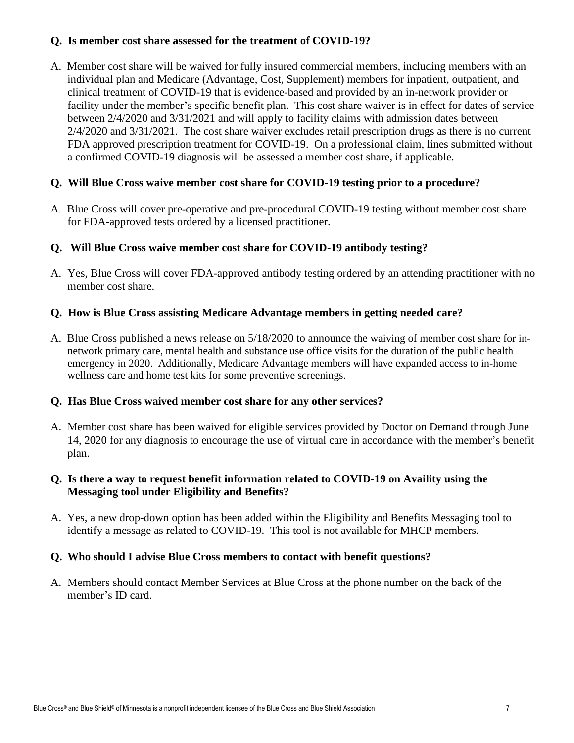**Q. Is member cost share assessed for the treatment of COVID-19?**

A. Member cost share will be waived for fully insured commercial members, including members with an individual plan and Medicare (Advantage, Cost, Supplement) members for inpatient, outpatient, and clinical treatment of COVID-19 that is evidence-based and provided by an in-network provider or facility under the member's specific benefit plan. This cost share waiver is in effect for dates of service between 2/4/2020 and 3/31/2021 and will apply to facility claims with admission dates between 2/4/2020 and 3/31/2021. The cost share waiver excludes retail prescription drugs as there is no current FDA approved prescription treatment for COVID-19. On a professional claim, lines submitted without a confirmed COVID-19 diagnosis will be assessed a member cost share, if applicable.

**Q. Will Blue Cross waive member cost share for COVID-19 testing prior to a procedure?**

A. Blue Cross will cover pre-operative and pre-procedural COVID-19 testing without member cost share for FDA-approved tests ordered by a licensed practitioner.

**Q. Will Blue Cross waive member cost share for COVID-19 antibody testing?**

A. Yes, Blue Cross will cover FDA-approved antibody testing ordered by an attending practitioner with no member cost share.

**Q. How is Blue Cross assisting Medicare Advantage members in getting needed care?**

A. Blue Cross published a news release on 5/18/2020 to announce the waiving of member cost share for in-network primary care, mental health and substance use office visits for the duration of the public health emergency in 2020. Additionally, Medicare Advantage members will have expanded access to in-home wellness care and home test kits for some preventive screenings.

**Q. Has Blue Cross waived member cost share for any other services?**

A. Member cost share has been waived for eligible services provided by Doctor on Demand through June 14, 2020 for any diagnosis to encourage the use of virtual care in accordance with the member's benefit plan.

**Q. Is there a way to request benefit information related to COVID-19 on Availity using the Messaging tool under Eligibility and Benefits?**

A. Yes, a new drop-down option has been added within the Eligibility and Benefits Messaging tool to identify a message as related to COVID-19. This tool is not available for MHCP members.

**Q. Who should I advise Blue Cross members to contact with benefit questions?**

A. Members should contact Member Services at Blue Cross at the phone number on the back of the member's ID card.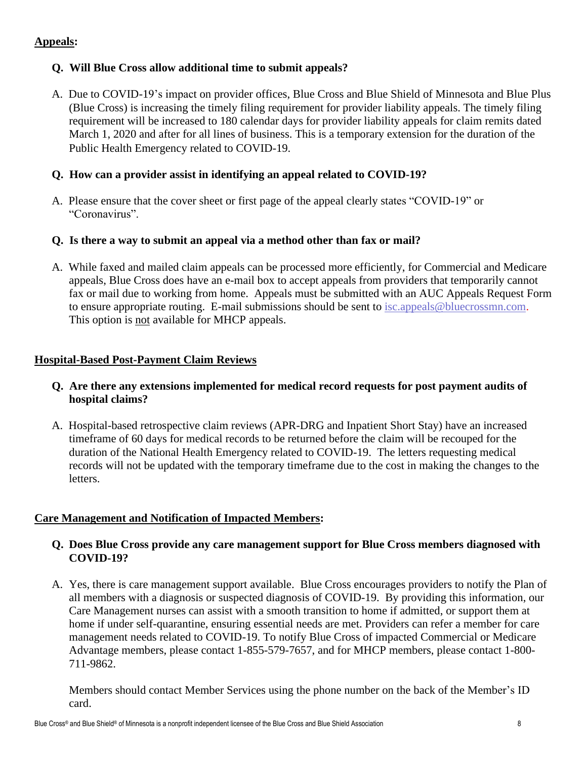## **Appeals:**

**Q. Will Blue Cross allow additional time to submit appeals?**

A. Due to COVID-19's impact on provider offices, Blue Cross and Blue Shield of Minnesota and Blue Plus (Blue Cross) is increasing the timely filing requirement for provider liability appeals. The timely filing requirement will be increased to 180 calendar days for provider liability appeals for claim remits dated March 1, 2020 and after for all lines of business. This is a temporary extension for the duration of the Public Health Emergency related to COVID-19.

**Q. How can a provider assist in identifying an appeal related to COVID-19?**

A. Please ensure that the cover sheet or first page of the appeal clearly states "COVID-19" or "Coronavirus".

**Q. Is there a way to submit an appeal via a method other than fax or mail?**

A. While faxed and mailed claim appeals can be processed more efficiently, for Commercial and Medicare appeals, Blue Cross does have an e-mail box to accept appeals from providers that temporarily cannot fax or mail due to working from home. Appeals must be submitted with an AUC Appeals Request Form to ensure appropriate routing. E-mail submissions should be sent to isc.appeals@bluecrossmn.com. This option is not available for MHCP appeals.

## **Hospital-Based Post-Payment Claim Reviews**

**Q. Are there any extensions implemented for medical record requests for post payment audits of hospital claims?**

A. Hospital-based retrospective claim reviews (APR-DRG and Inpatient Short Stay) have an increased timeframe of 60 days for medical records to be returned before the claim will be recouped for the duration of the National Health Emergency related to COVID-19. The letters requesting medical records will not be updated with the temporary timeframe due to the cost in making the changes to the letters.

## **Care Management and Notification of Impacted Members:**

**Q. Does Blue Cross provide any care management support for Blue Cross members diagnosed with COVID-19?**

A. Yes, there is care management support available. Blue Cross encourages providers to notify the Plan of all members with a diagnosis or suspected diagnosis of COVID-19. By providing this information, our Care Management nurses can assist with a smooth transition to home if admitted, or support them at home if under self-quarantine, ensuring essential needs are met. Providers can refer a member for care management needs related to COVID-19. To notify Blue Cross of impacted Commercial or Medicare Advantage members, please contact 1-855-579-7657, and for MHCP members, please contact 1-800-711-9862.

Members should contact Member Services using the phone number on the back of the Member's ID card.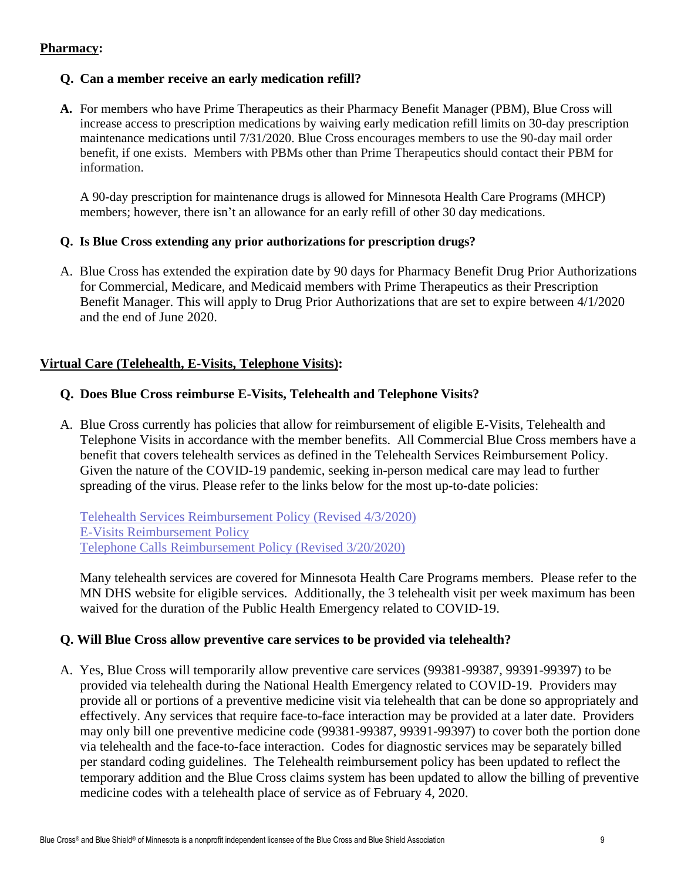**Pharmacy:**

**Q. Can a member receive an early medication refill?**

**A.** For members who have Prime Therapeutics as their Pharmacy Benefit Manager (PBM), Blue Cross will increase access to prescription medications by waiving early medication refill limits on 30-day prescription maintenance medications until 7/31/2020. Blue Cross encourages members to use the 90-day mail order benefit, if one exists. Members with PBMs other than Prime Therapeutics should contact their PBM for information.

A 90-day prescription for maintenance drugs is allowed for Minnesota Health Care Programs (MHCP) members; however, there isn't an allowance for an early refill of other 30 day medications.

**Q. Is Blue Cross extending any prior authorizations for prescription drugs?**

A. Blue Cross has extended the expiration date by 90 days for Pharmacy Benefit Drug Prior Authorizations for Commercial, Medicare, and Medicaid members with Prime Therapeutics as their Prescription Benefit Manager. This will apply to Drug Prior Authorizations that are set to expire between 4/1/2020 and the end of June 2020.

**Virtual Care (Telehealth, E-Visits, Telephone Visits):**

**Q. Does Blue Cross reimburse E-Visits, Telehealth and Telephone Visits?**

A. Blue Cross currently has policies that allow for reimbursement of eligible E-Visits, Telehealth and Telephone Visits in accordance with the member benefits. All Commercial Blue Cross members have a benefit that covers telehealth services as defined in the Telehealth Services Reimbursement Policy. Given the nature of the COVID-19 pandemic, seeking in-person medical care may lead to further spreading of the virus. Please refer to the links below for the most up-to-date policies:

Telehealth Services Reimbursement Policy (Revised 4/3/2020)
E-Visits Reimbursement Policy
Telephone Calls Reimbursement Policy (Revised 3/20/2020)

Many telehealth services are covered for Minnesota Health Care Programs members. Please refer to the MN DHS website for eligible services. Additionally, the 3 telehealth visit per week maximum has been waived for the duration of the Public Health Emergency related to COVID-19.

**Q. Will Blue Cross allow preventive care services to be provided via telehealth?**

A. Yes, Blue Cross will temporarily allow preventive care services (99381-99387, 99391-99397) to be provided via telehealth during the National Health Emergency related to COVID-19. Providers may provide all or portions of a preventive medicine visit via telehealth that can be done so appropriately and effectively. Any services that require face-to-face interaction may be provided at a later date. Providers may only bill one preventive medicine code (99381-99387, 99391-99397) to cover both the portion done via telehealth and the face-to-face interaction. Codes for diagnostic services may be separately billed per standard coding guidelines. The Telehealth reimbursement policy has been updated to reflect the temporary addition and the Blue Cross claims system has been updated to allow the billing of preventive medicine codes with a telehealth place of service as of February 4, 2020.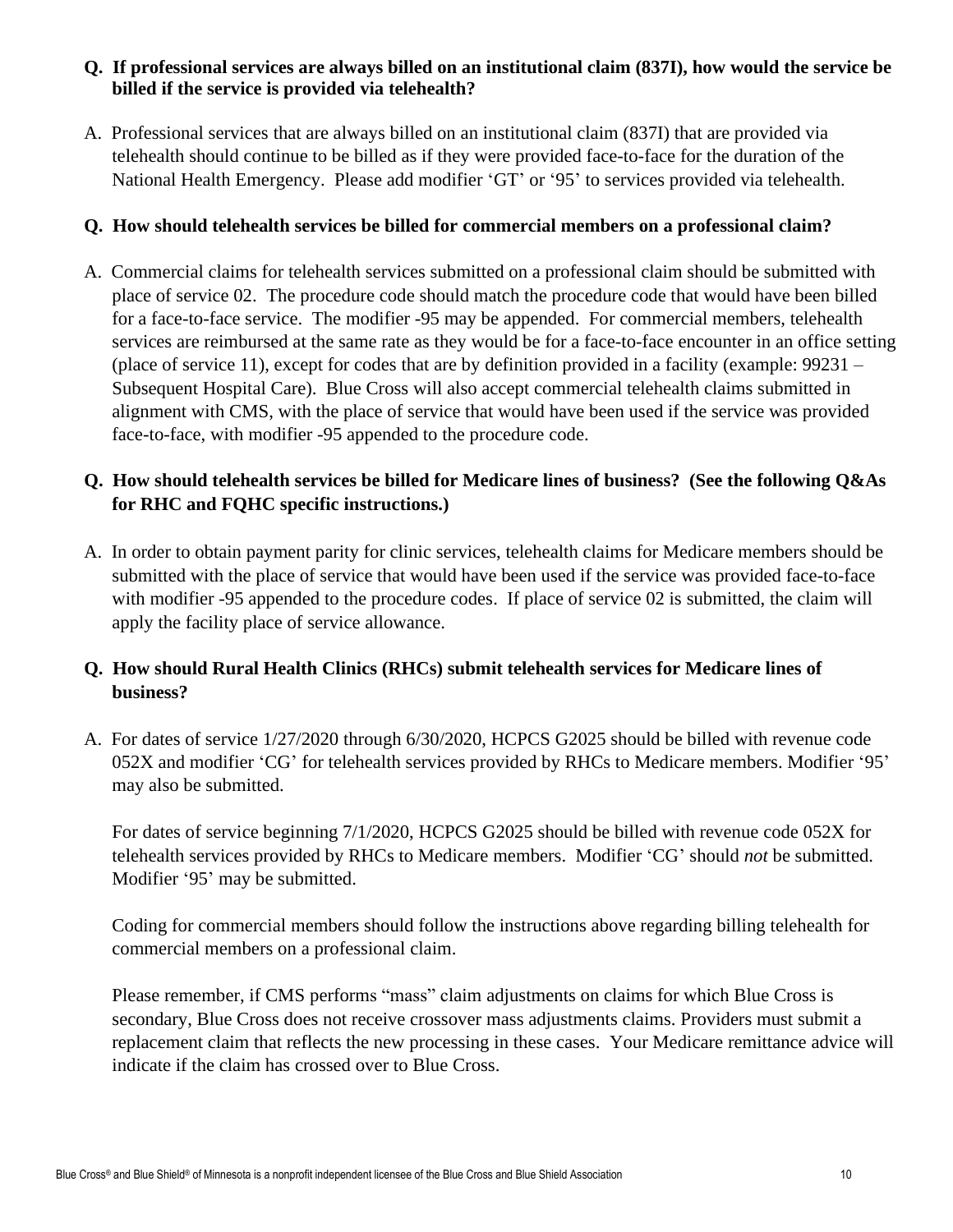**Q. If professional services are always billed on an institutional claim (837I), how would the service be billed if the service is provided via telehealth?**

A. Professional services that are always billed on an institutional claim (837I) that are provided via telehealth should continue to be billed as if they were provided face-to-face for the duration of the National Health Emergency. Please add modifier 'GT' or '95' to services provided via telehealth.

**Q. How should telehealth services be billed for commercial members on a professional claim?**

A. Commercial claims for telehealth services submitted on a professional claim should be submitted with place of service 02. The procedure code should match the procedure code that would have been billed for a face-to-face service. The modifier -95 may be appended. For commercial members, telehealth services are reimbursed at the same rate as they would be for a face-to-face encounter in an office setting (place of service 11), except for codes that are by definition provided in a facility (example: 99231 – Subsequent Hospital Care). Blue Cross will also accept commercial telehealth claims submitted in alignment with CMS, with the place of service that would have been used if the service was provided face-to-face, with modifier -95 appended to the procedure code.

**Q. How should telehealth services be billed for Medicare lines of business? (See the following Q&As for RHC and FQHC specific instructions.)**

A. In order to obtain payment parity for clinic services, telehealth claims for Medicare members should be submitted with the place of service that would have been used if the service was provided face-to-face with modifier -95 appended to the procedure codes. If place of service 02 is submitted, the claim will apply the facility place of service allowance.

**Q. How should Rural Health Clinics (RHCs) submit telehealth services for Medicare lines of business?**

A. For dates of service 1/27/2020 through 6/30/2020, HCPCS G2025 should be billed with revenue code 052X and modifier 'CG' for telehealth services provided by RHCs to Medicare members. Modifier '95' may also be submitted.

For dates of service beginning 7/1/2020, HCPCS G2025 should be billed with revenue code 052X for telehealth services provided by RHCs to Medicare members. Modifier 'CG' should *not* be submitted. Modifier '95' may be submitted.

Coding for commercial members should follow the instructions above regarding billing telehealth for commercial members on a professional claim.

Please remember, if CMS performs "mass" claim adjustments on claims for which Blue Cross is secondary, Blue Cross does not receive crossover mass adjustments claims. Providers must submit a replacement claim that reflects the new processing in these cases. Your Medicare remittance advice will indicate if the claim has crossed over to Blue Cross.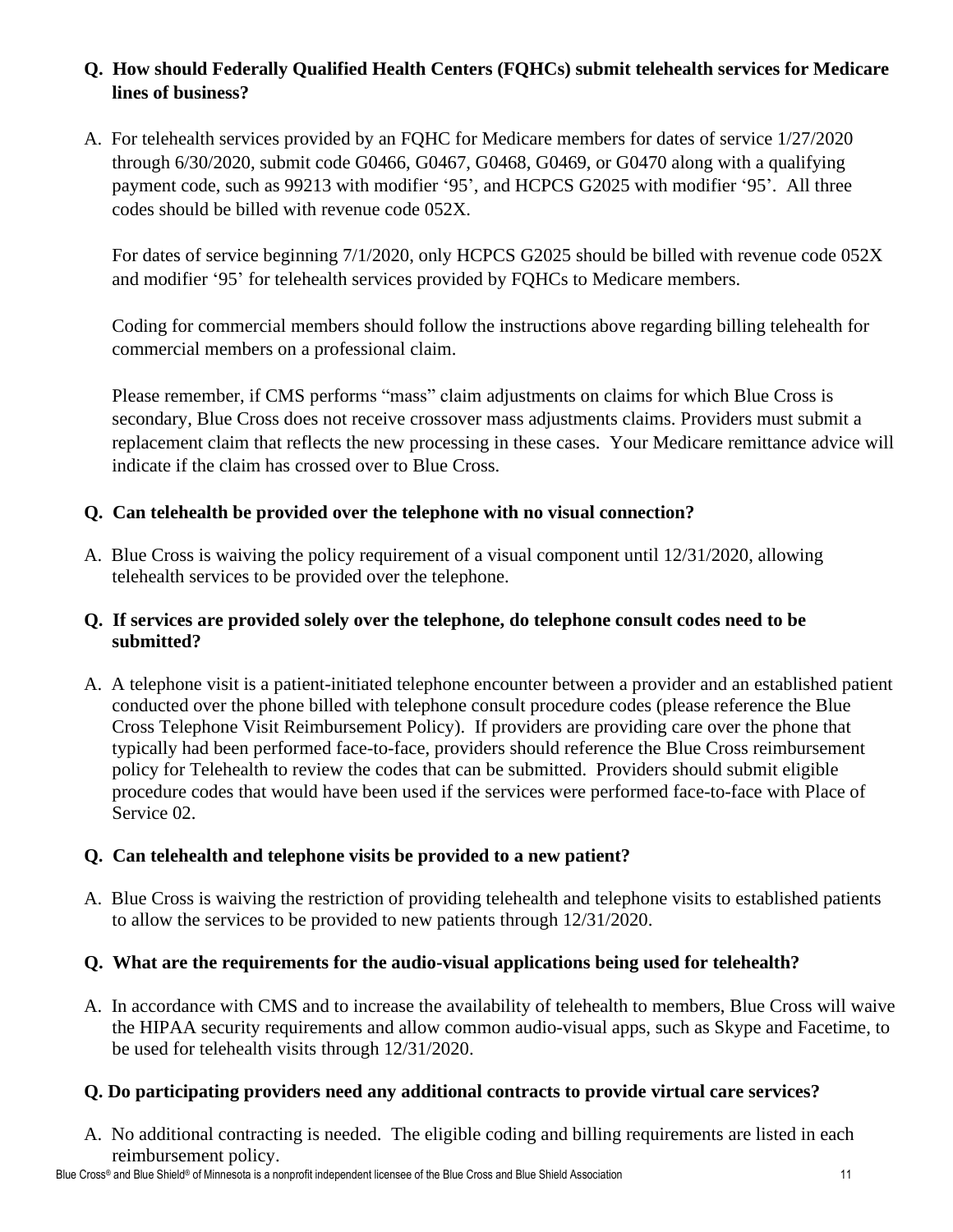**Q. How should Federally Qualified Health Centers (FQHCs) submit telehealth services for Medicare lines of business?**

A. For telehealth services provided by an FQHC for Medicare members for dates of service 1/27/2020 through 6/30/2020, submit code G0466, G0467, G0468, G0469, or G0470 along with a qualifying payment code, such as 99213 with modifier '95', and HCPCS G2025 with modifier '95'. All three codes should be billed with revenue code 052X.

For dates of service beginning 7/1/2020, only HCPCS G2025 should be billed with revenue code 052X and modifier '95' for telehealth services provided by FQHCs to Medicare members.

Coding for commercial members should follow the instructions above regarding billing telehealth for commercial members on a professional claim.

Please remember, if CMS performs "mass" claim adjustments on claims for which Blue Cross is secondary, Blue Cross does not receive crossover mass adjustments claims. Providers must submit a replacement claim that reflects the new processing in these cases. Your Medicare remittance advice will indicate if the claim has crossed over to Blue Cross.

**Q. Can telehealth be provided over the telephone with no visual connection?**

A. Blue Cross is waiving the policy requirement of a visual component until 12/31/2020, allowing telehealth services to be provided over the telephone.

**Q. If services are provided solely over the telephone, do telephone consult codes need to be submitted?**

A. A telephone visit is a patient-initiated telephone encounter between a provider and an established patient conducted over the phone billed with telephone consult procedure codes (please reference the Blue Cross Telephone Visit Reimbursement Policy). If providers are providing care over the phone that typically had been performed face-to-face, providers should reference the Blue Cross reimbursement policy for Telehealth to review the codes that can be submitted. Providers should submit eligible procedure codes that would have been used if the services were performed face-to-face with Place of Service 02.

**Q. Can telehealth and telephone visits be provided to a new patient?**

A. Blue Cross is waiving the restriction of providing telehealth and telephone visits to established patients to allow the services to be provided to new patients through 12/31/2020.

**Q. What are the requirements for the audio-visual applications being used for telehealth?**

A. In accordance with CMS and to increase the availability of telehealth to members, Blue Cross will waive the HIPAA security requirements and allow common audio-visual apps, such as Skype and Facetime, to be used for telehealth visits through 12/31/2020.

**Q. Do participating providers need any additional contracts to provide virtual care services?**

A. No additional contracting is needed. The eligible coding and billing requirements are listed in each reimbursement policy.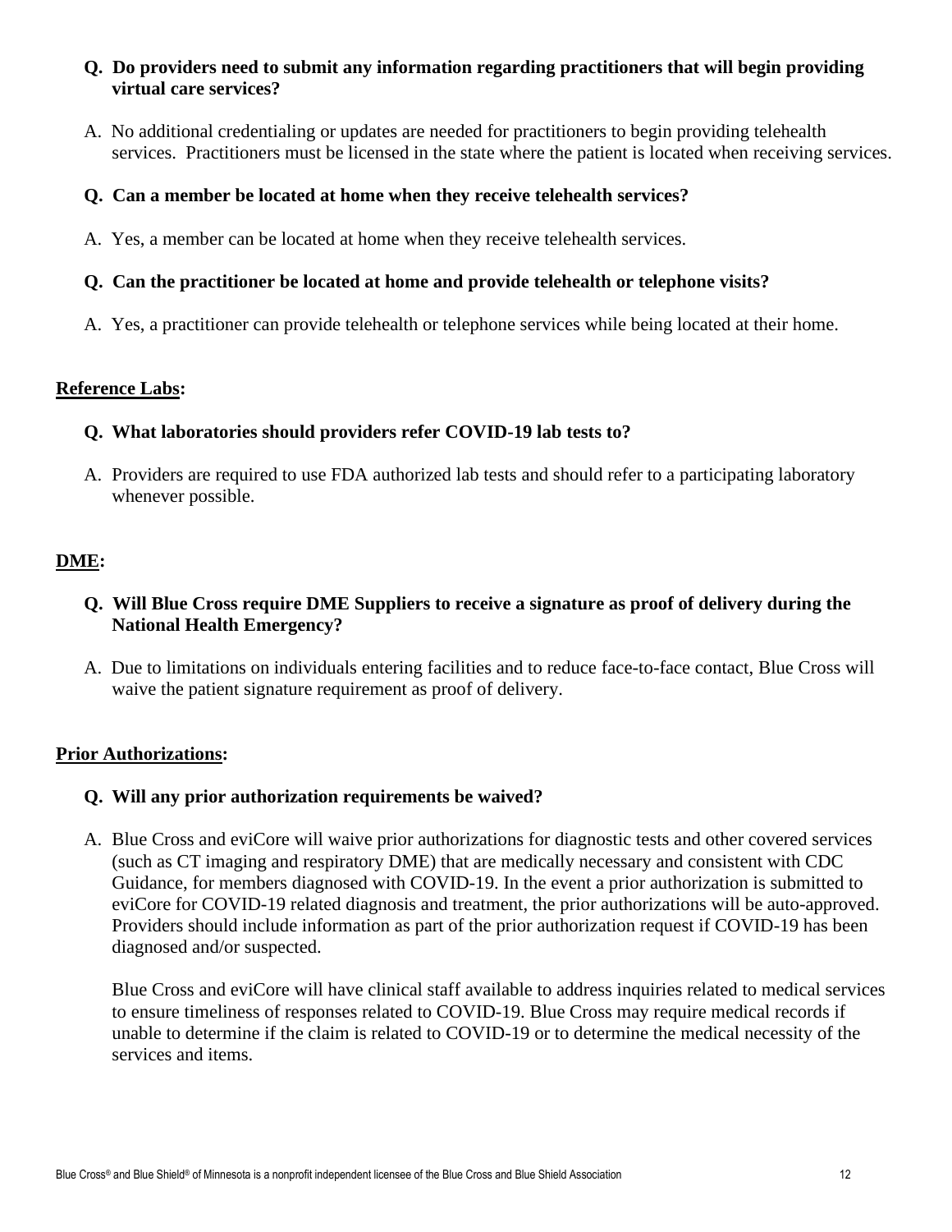**Q. Do providers need to submit any information regarding practitioners that will begin providing virtual care services?**

A. No additional credentialing or updates are needed for practitioners to begin providing telehealth services. Practitioners must be licensed in the state where the patient is located when receiving services.

**Q. Can a member be located at home when they receive telehealth services?**

A. Yes, a member can be located at home when they receive telehealth services.

**Q. Can the practitioner be located at home and provide telehealth or telephone visits?**

A. Yes, a practitioner can provide telehealth or telephone services while being located at their home.

## Reference Labs:

**Q. What laboratories should providers refer COVID-19 lab tests to?**

A. Providers are required to use FDA authorized lab tests and should refer to a participating laboratory whenever possible.

## DME:

**Q. Will Blue Cross require DME Suppliers to receive a signature as proof of delivery during the National Health Emergency?**

A. Due to limitations on individuals entering facilities and to reduce face-to-face contact, Blue Cross will waive the patient signature requirement as proof of delivery.

## Prior Authorizations:

**Q. Will any prior authorization requirements be waived?**

A. Blue Cross and eviCore will waive prior authorizations for diagnostic tests and other covered services (such as CT imaging and respiratory DME) that are medically necessary and consistent with CDC Guidance, for members diagnosed with COVID-19. In the event a prior authorization is submitted to eviCore for COVID-19 related diagnosis and treatment, the prior authorizations will be auto-approved. Providers should include information as part of the prior authorization request if COVID-19 has been diagnosed and/or suspected.

Blue Cross and eviCore will have clinical staff available to address inquiries related to medical services to ensure timeliness of responses related to COVID-19. Blue Cross may require medical records if unable to determine if the claim is related to COVID-19 or to determine the medical necessity of the services and items.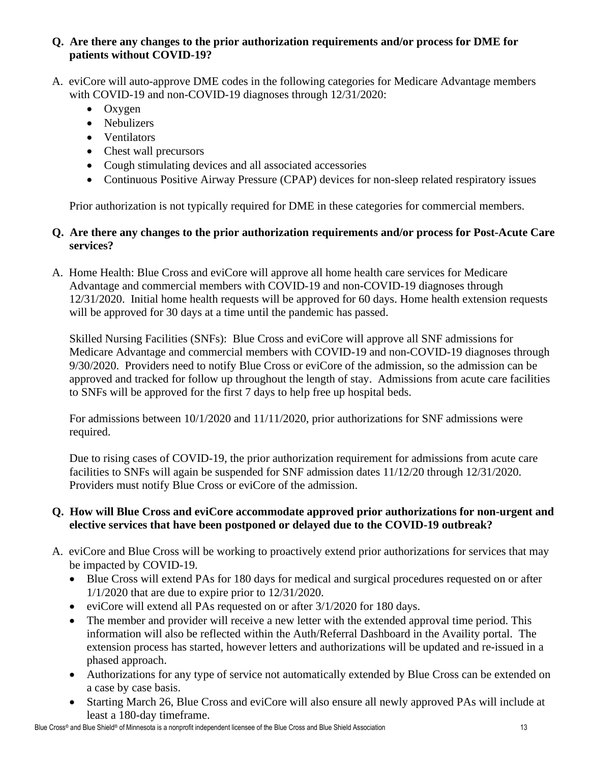**Q. Are there any changes to the prior authorization requirements and/or process for DME for patients without COVID-19?**

A. eviCore will auto-approve DME codes in the following categories for Medicare Advantage members with COVID-19 and non-COVID-19 diagnoses through 12/31/2020:

- Oxygen
- Nebulizers
- Ventilators
- Chest wall precursors
- Cough stimulating devices and all associated accessories
- Continuous Positive Airway Pressure (CPAP) devices for non-sleep related respiratory issues

Prior authorization is not typically required for DME in these categories for commercial members.

**Q. Are there any changes to the prior authorization requirements and/or process for Post-Acute Care services?**

A. Home Health: Blue Cross and eviCore will approve all home health care services for Medicare Advantage and commercial members with COVID-19 and non-COVID-19 diagnoses through 12/31/2020. Initial home health requests will be approved for 60 days. Home health extension requests will be approved for 30 days at a time until the pandemic has passed.

Skilled Nursing Facilities (SNFs): Blue Cross and eviCore will approve all SNF admissions for Medicare Advantage and commercial members with COVID-19 and non-COVID-19 diagnoses through 9/30/2020. Providers need to notify Blue Cross or eviCore of the admission, so the admission can be approved and tracked for follow up throughout the length of stay. Admissions from acute care facilities to SNFs will be approved for the first 7 days to help free up hospital beds.

For admissions between 10/1/2020 and 11/11/2020, prior authorizations for SNF admissions were required.

Due to rising cases of COVID-19, the prior authorization requirement for admissions from acute care facilities to SNFs will again be suspended for SNF admission dates 11/12/20 through 12/31/2020. Providers must notify Blue Cross or eviCore of the admission.

**Q. How will Blue Cross and eviCore accommodate approved prior authorizations for non-urgent and elective services that have been postponed or delayed due to the COVID-19 outbreak?**

A. eviCore and Blue Cross will be working to proactively extend prior authorizations for services that may be impacted by COVID-19.

- Blue Cross will extend PAs for 180 days for medical and surgical procedures requested on or after 1/1/2020 that are due to expire prior to 12/31/2020.
- eviCore will extend all PAs requested on or after 3/1/2020 for 180 days.
- The member and provider will receive a new letter with the extended approval time period. This information will also be reflected within the Auth/Referral Dashboard in the Availity portal. The extension process has started, however letters and authorizations will be updated and re-issued in a phased approach.
- Authorizations for any type of service not automatically extended by Blue Cross can be extended on a case by case basis.
- Starting March 26, Blue Cross and eviCore will also ensure all newly approved PAs will include at least a 180-day timeframe.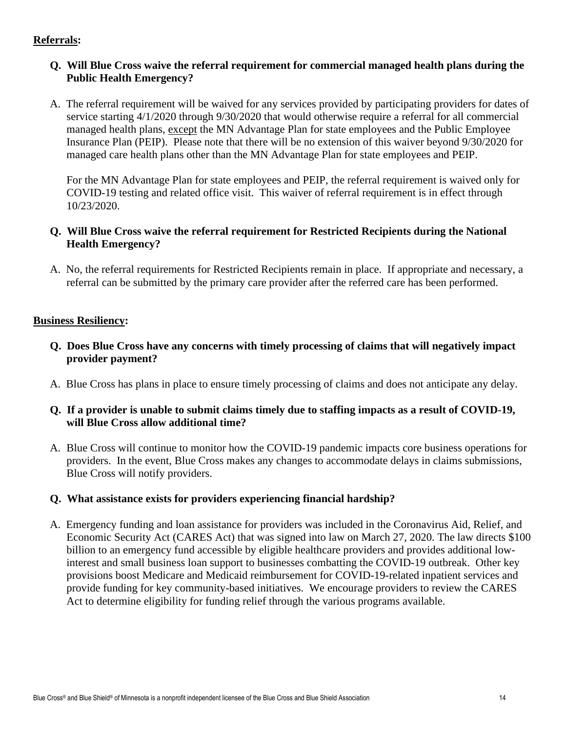**Referrals:**

**Q. Will Blue Cross waive the referral requirement for commercial managed health plans during the Public Health Emergency?**

A. The referral requirement will be waived for any services provided by participating providers for dates of service starting 4/1/2020 through 9/30/2020 that would otherwise require a referral for all commercial managed health plans, <u>except</u> the MN Advantage Plan for state employees and the Public Employee Insurance Plan (PEIP). Please note that there will be no extension of this waiver beyond 9/30/2020 for managed care health plans other than the MN Advantage Plan for state employees and PEIP.

For the MN Advantage Plan for state employees and PEIP, the referral requirement is waived only for COVID-19 testing and related office visit. This waiver of referral requirement is in effect through 10/23/2020.

**Q. Will Blue Cross waive the referral requirement for Restricted Recipients during the National Health Emergency?**

A. No, the referral requirements for Restricted Recipients remain in place. If appropriate and necessary, a referral can be submitted by the primary care provider after the referred care has been performed.

**Business Resiliency:**

**Q. Does Blue Cross have any concerns with timely processing of claims that will negatively impact provider payment?**

A. Blue Cross has plans in place to ensure timely processing of claims and does not anticipate any delay.

**Q. If a provider is unable to submit claims timely due to staffing impacts as a result of COVID-19, will Blue Cross allow additional time?**

A. Blue Cross will continue to monitor how the COVID-19 pandemic impacts core business operations for providers. In the event, Blue Cross makes any changes to accommodate delays in claims submissions, Blue Cross will notify providers.

**Q. What assistance exists for providers experiencing financial hardship?**

A. Emergency funding and loan assistance for providers was included in the Coronavirus Aid, Relief, and Economic Security Act (CARES Act) that was signed into law on March 27, 2020. The law directs $100 billion to an emergency fund accessible by eligible healthcare providers and provides additional low-interest and small business loan support to businesses combatting the COVID-19 outbreak. Other key provisions boost Medicare and Medicaid reimbursement for COVID-19-related inpatient services and provide funding for key community-based initiatives. We encourage providers to review the CARES Act to determine eligibility for funding relief through the various programs available.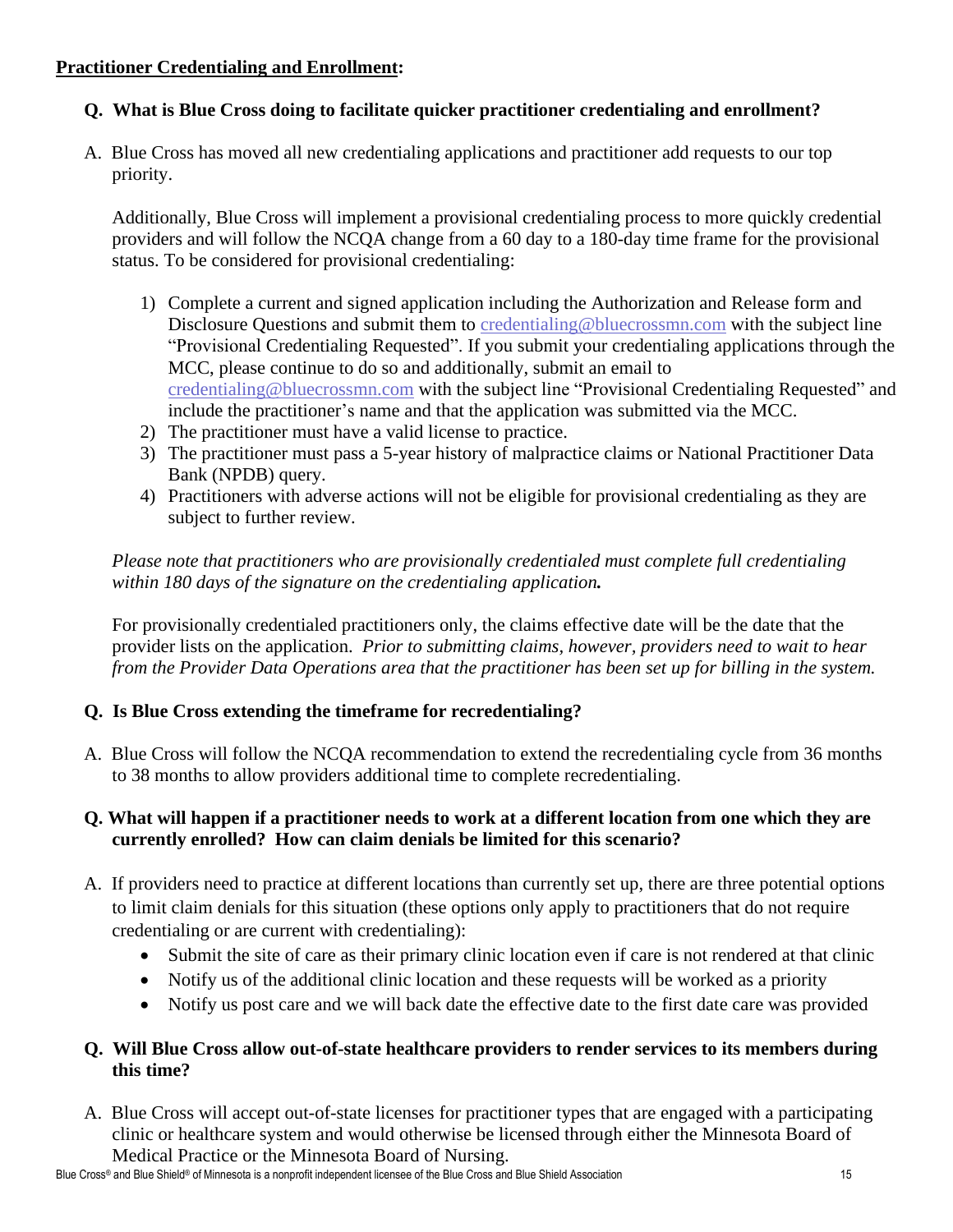**<u>Practitioner Credentialing and Enrollment</u>:**

**Q. What is Blue Cross doing to facilitate quicker practitioner credentialing and enrollment?**

A. Blue Cross has moved all new credentialing applications and practitioner add requests to our top priority.

Additionally, Blue Cross will implement a provisional credentialing process to more quickly credential providers and will follow the NCQA change from a 60 day to a 180-day time frame for the provisional status. To be considered for provisional credentialing:

1) Complete a current and signed application including the Authorization and Release form and Disclosure Questions and submit them to credentialing@bluecrossmn.com with the subject line "Provisional Credentialing Requested". If you submit your credentialing applications through the MCC, please continue to do so and additionally, submit an email to credentialing@bluecrossmn.com with the subject line "Provisional Credentialing Requested" and include the practitioner's name and that the application was submitted via the MCC.
2) The practitioner must have a valid license to practice.
3) The practitioner must pass a 5-year history of malpractice claims or National Practitioner Data Bank (NPDB) query.
4) Practitioners with adverse actions will not be eligible for provisional credentialing as they are subject to further review.

*Please note that practitioners who are provisionally credentialed must complete full credentialing within 180 days of the signature on the credentialing application.*

For provisionally credentialed practitioners only, the claims effective date will be the date that the provider lists on the application. *Prior to submitting claims, however, providers need to wait to hear from the Provider Data Operations area that the practitioner has been set up for billing in the system.*

**Q. Is Blue Cross extending the timeframe for recredentialing?**

A. Blue Cross will follow the NCQA recommendation to extend the recredentialing cycle from 36 months to 38 months to allow providers additional time to complete recredentialing.

**Q. What will happen if a practitioner needs to work at a different location from one which they are currently enrolled? How can claim denials be limited for this scenario?**

A. If providers need to practice at different locations than currently set up, there are three potential options to limit claim denials for this situation (these options only apply to practitioners that do not require credentialing or are current with credentialing):

- Submit the site of care as their primary clinic location even if care is not rendered at that clinic
- Notify us of the additional clinic location and these requests will be worked as a priority
- Notify us post care and we will back date the effective date to the first date care was provided

**Q. Will Blue Cross allow out-of-state healthcare providers to render services to its members during this time?**

A. Blue Cross will accept out-of-state licenses for practitioner types that are engaged with a participating clinic or healthcare system and would otherwise be licensed through either the Minnesota Board of Medical Practice or the Minnesota Board of Nursing.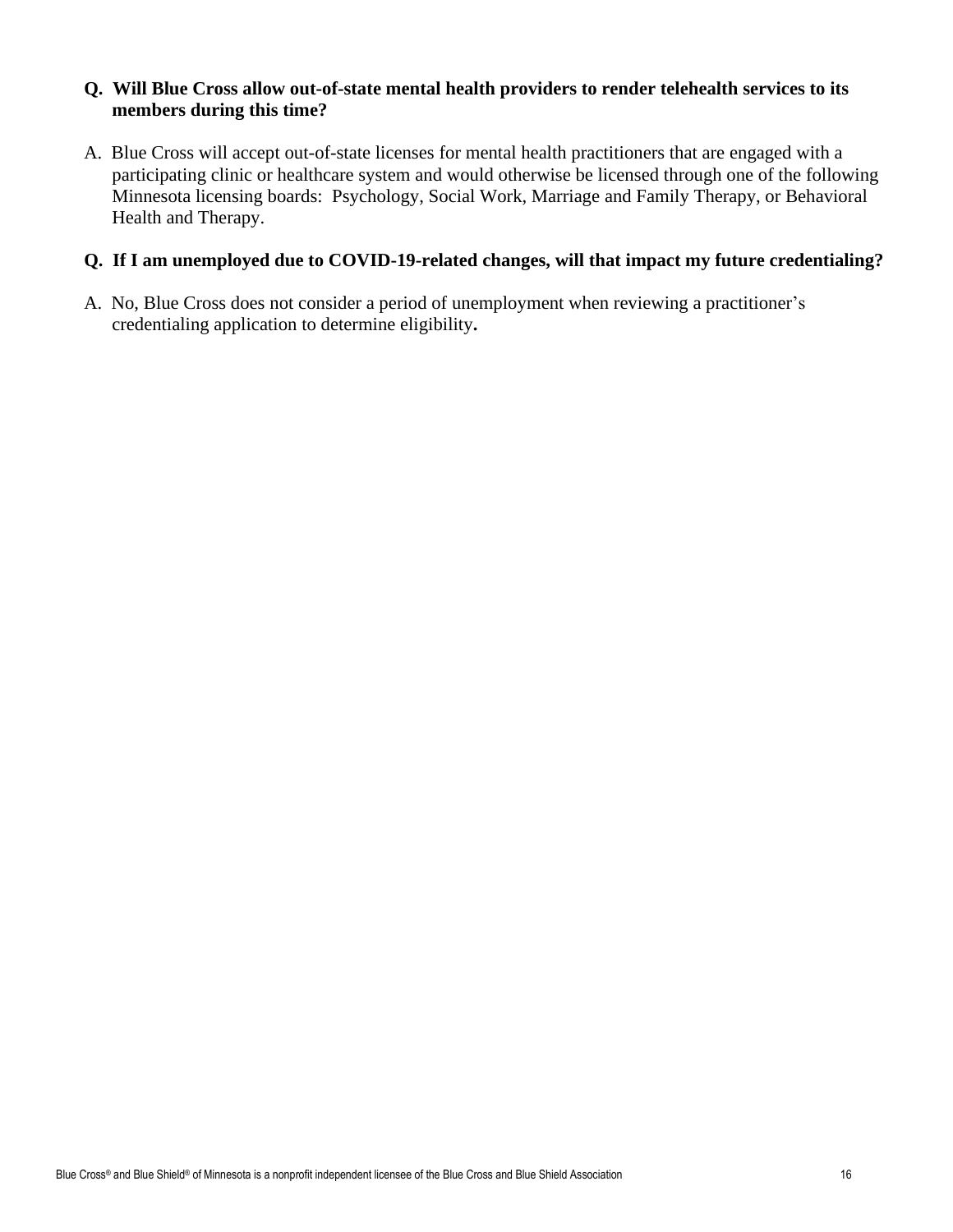**Q. Will Blue Cross allow out-of-state mental health providers to render telehealth services to its members during this time?**

A. Blue Cross will accept out-of-state licenses for mental health practitioners that are engaged with a participating clinic or healthcare system and would otherwise be licensed through one of the following Minnesota licensing boards: Psychology, Social Work, Marriage and Family Therapy, or Behavioral Health and Therapy.

**Q. If I am unemployed due to COVID-19-related changes, will that impact my future credentialing?**

A. No, Blue Cross does not consider a period of unemployment when reviewing a practitioner's credentialing application to determine eligibility**.**